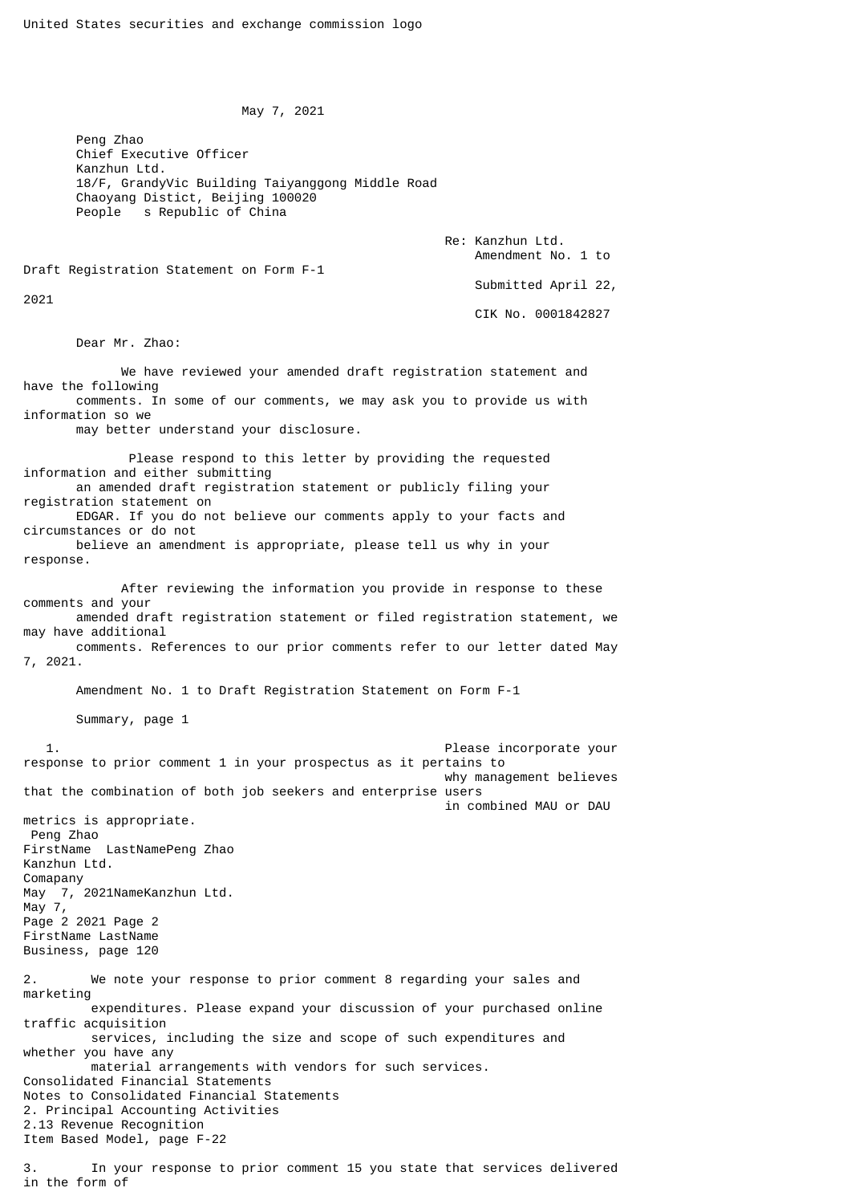United States securities and exchange commission logo

May 7, 2021

Peng Zhao
Chief Executive Officer
Kanzhun Ltd.
18/F, GrandyVic Building Taiyanggong Middle Road
Chaoyang Distict, Beijing 100020
People s Republic of China

Re: Kanzhun Ltd.
Amendment No. 1 to Draft Registration Statement on Form F-1
Submitted April 22, 2021
CIK No. 0001842827

Dear Mr. Zhao:

We have reviewed your amended draft registration statement and have the following comments. In some of our comments, we may ask you to provide us with information so we may better understand your disclosure.

Please respond to this letter by providing the requested information and either submitting an amended draft registration statement or publicly filing your registration statement on EDGAR. If you do not believe our comments apply to your facts and circumstances or do not believe an amendment is appropriate, please tell us why in your response.

After reviewing the information you provide in response to these comments and your amended draft registration statement or filed registration statement, we may have additional comments. References to our prior comments refer to our letter dated May 7, 2021.

Amendment No. 1 to Draft Registration Statement on Form F-1

Summary, page 1

1. Please incorporate your response to prior comment 1 in your prospectus as it pertains to why management believes that the combination of both job seekers and enterprise users in combined MAU or DAU metrics is appropriate.

Business, page 120

2. We note your response to prior comment 8 regarding your sales and marketing expenditures. Please expand your discussion of your purchased online traffic acquisition services, including the size and scope of such expenditures and whether you have any material arrangements with vendors for such services.

Consolidated Financial Statements
Notes to Consolidated Financial Statements
2. Principal Accounting Activities
2.13 Revenue Recognition
Item Based Model, page F-22

3. In your response to prior comment 15 you state that services delivered in the form of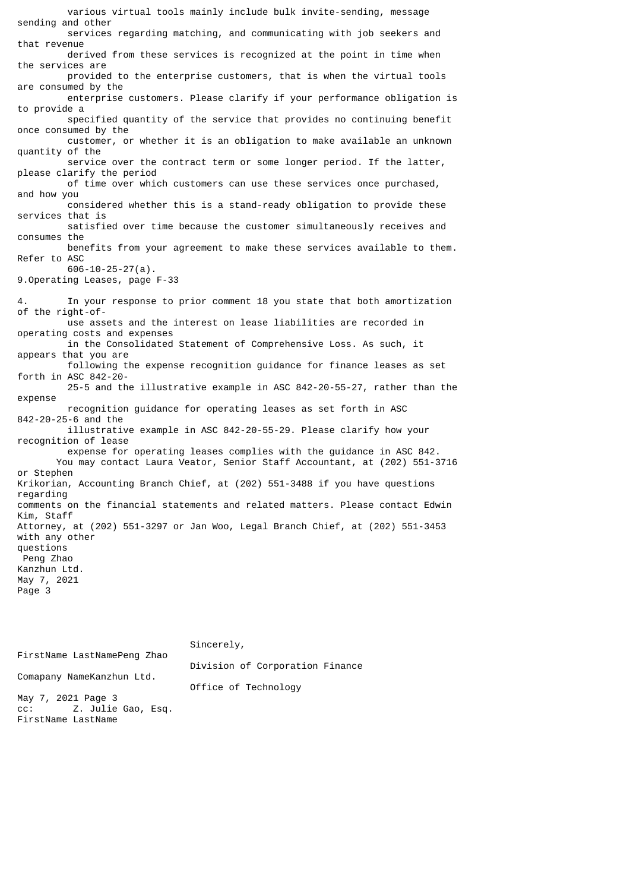various virtual tools mainly include bulk invite-sending, message sending and other services regarding matching, and communicating with job seekers and that revenue derived from these services is recognized at the point in time when the services are provided to the enterprise customers, that is when the virtual tools are consumed by the enterprise customers. Please clarify if your performance obligation is to provide a specified quantity of the service that provides no continuing benefit once consumed by the customer, or whether it is an obligation to make available an unknown quantity of the service over the contract term or some longer period. If the latter, please clarify the period of time over which customers can use these services once purchased, and how you considered whether this is a stand-ready obligation to provide these services that is satisfied over time because the customer simultaneously receives and consumes the benefits from your agreement to make these services available to them. Refer to ASC 606-10-25-27(a).

9.Operating Leases, page F-33

4. In your response to prior comment 18 you state that both amortization of the right-of-use assets and the interest on lease liabilities are recorded in operating costs and expenses in the Consolidated Statement of Comprehensive Loss. As such, it appears that you are following the expense recognition guidance for finance leases as set forth in ASC 842-20-25-5 and the illustrative example in ASC 842-20-55-27, rather than the expense recognition guidance for operating leases as set forth in ASC 842-20-25-6 and the illustrative example in ASC 842-20-55-29. Please clarify how your recognition of lease expense for operating leases complies with the guidance in ASC 842.

You may contact Laura Veator, Senior Staff Accountant, at (202) 551-3716 or Stephen Krikorian, Accounting Branch Chief, at (202) 551-3488 if you have questions regarding comments on the financial statements and related matters. Please contact Edwin Kim, Staff Attorney, at (202) 551-3297 or Jan Woo, Legal Branch Chief, at (202) 551-3453 with any other questions

Sincerely,

Division of Corporation Finance

Office of Technology

cc: Z. Julie Gao, Esq.